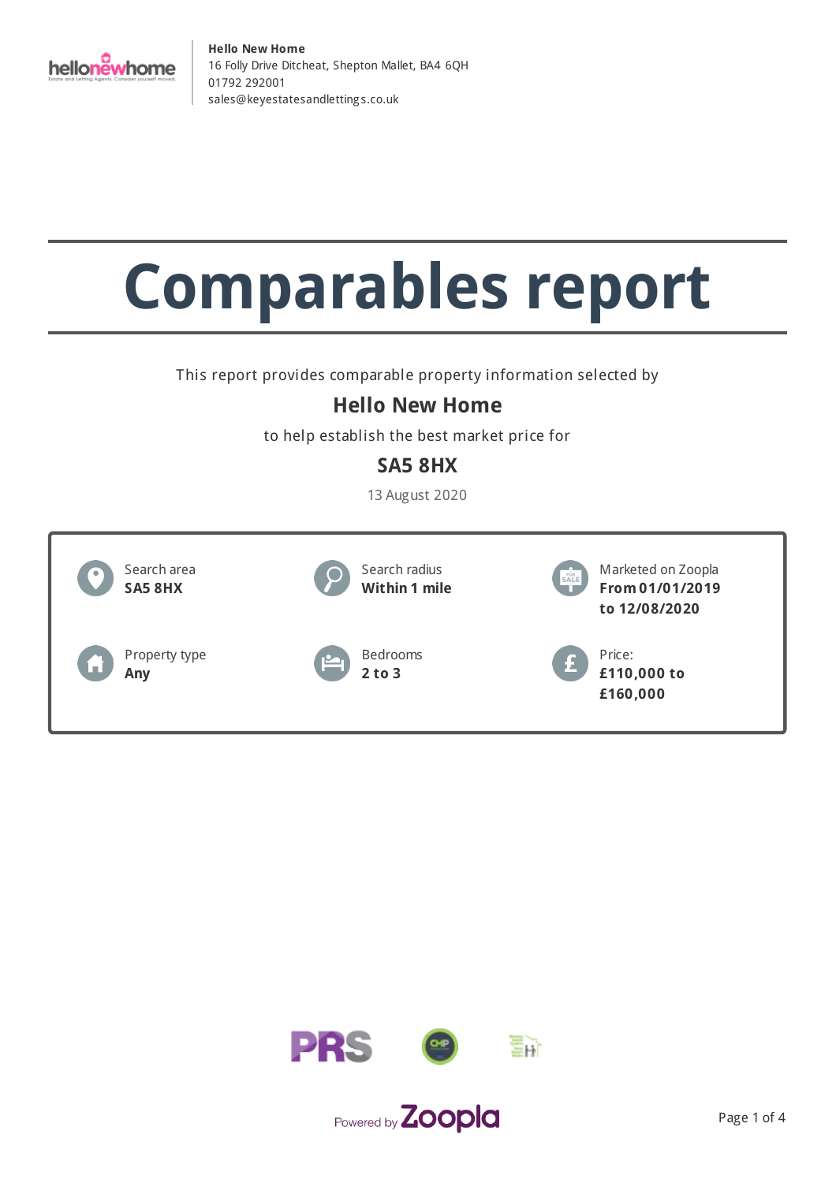**Hello New Home**
16 Folly Drive Ditcheat, Shepton Mallet, BA4 6QH
01792 292001
sales@keyestatesandlettings.co.uk

# Comparables report

This report provides comparable property information selected by

## Hello New Home

to help establish the best market price for

## SA5 8HX

13 August 2020

| | | |
|---|---|---|
| Search area **SA5 8HX** | Search radius **Within 1 mile** | Marketed on Zoopla **From 01/01/2019 to 12/08/2020** |
| Property type **Any** | Bedrooms **2 to 3** | Price: **£110,000 to £160,000** |

Powered by Zoopla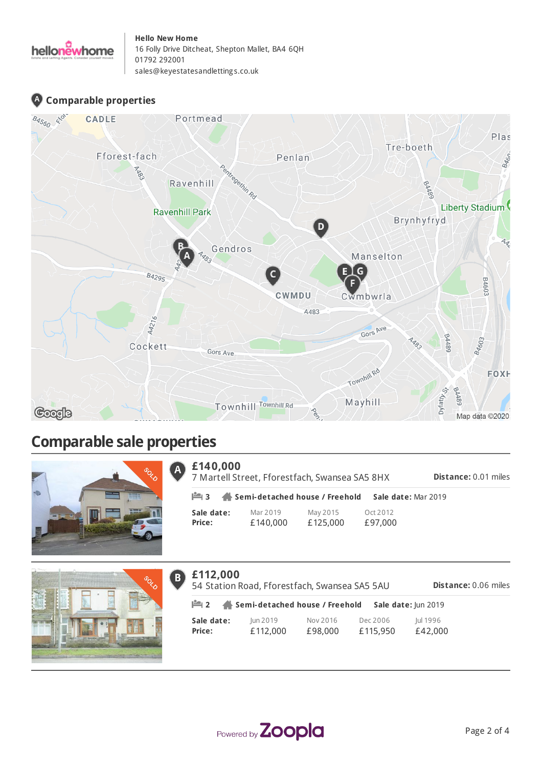**Hello New Home**
16 Folly Drive Ditcheat, Shepton Mallet, BA4 6QH
01792 292001
sales@keyestatesandlettings.co.uk

## Comparable properties

# Comparable sale properties

### A — £140,000

7 Martell Street, Fforestfach, Swansea SA5 8HX

**Distance:** 0.01 miles

3 | **Semi-detached house / Freehold** | **Sale date:** Mar 2019

| **Sale date:** | Mar 2019 | May 2015 | Oct 2012 |
|---|---|---|---|
| **Price:** | £140,000 | £125,000 | £97,000 |

### B — £112,000

54 Station Road, Fforestfach, Swansea SA5 5AU

**Distance:** 0.06 miles

2 | **Semi-detached house / Freehold** | **Sale date:** Jun 2019

| **Sale date:** | Jun 2019 | Nov 2016 | Dec 2006 | Jul 1996 |
|---|---|---|---|---|
| **Price:** | £112,000 | £98,000 | £115,950 | £42,000 |

Powered by Zoopla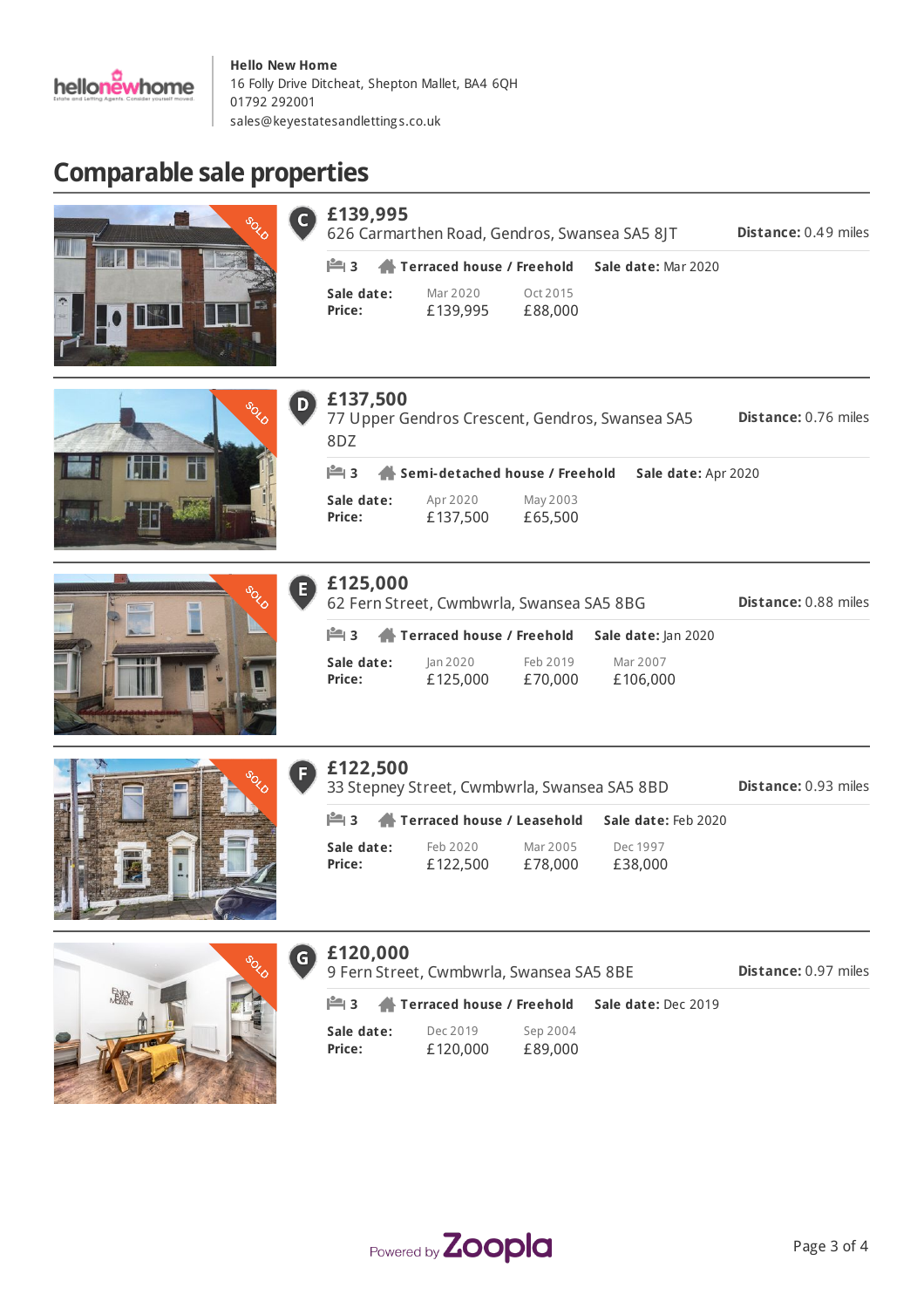**Hello New Home**
16 Folly Drive Ditcheat, Shepton Mallet, BA4 6QH
01792 292001
sales@keyestatesandlettings.co.uk

## Comparable sale properties

### C £139,995

626 Carmarthen Road, Gendros, Swansea SA5 8JT

**Distance:** 0.49 miles

3 | **Terraced house / Freehold** | **Sale date:** Mar 2020

| **Sale date:** | Mar 2020 | Oct 2015 |
|---|---|---|
| **Price:** | £139,995 | £88,000 |

### D £137,500

77 Upper Gendros Crescent, Gendros, Swansea SA5 8DZ

**Distance:** 0.76 miles

3 | **Semi-detached house / Freehold** | **Sale date:** Apr 2020

| **Sale date:** | Apr 2020 | May 2003 |
|---|---|---|
| **Price:** | £137,500 | £65,500 |

### E £125,000

62 Fern Street, Cwmbwrla, Swansea SA5 8BG

**Distance:** 0.88 miles

3 | **Terraced house / Freehold** | **Sale date:** Jan 2020

| **Sale date:** | Jan 2020 | Feb 2019 | Mar 2007 |
|---|---|---|---|
| **Price:** | £125,000 | £70,000 | £106,000 |

### F £122,500

33 Stepney Street, Cwmbwrla, Swansea SA5 8BD

**Distance:** 0.93 miles

3 | **Terraced house / Leasehold** | **Sale date:** Feb 2020

| **Sale date:** | Feb 2020 | Mar 2005 | Dec 1997 |
|---|---|---|---|
| **Price:** | £122,500 | £78,000 | £38,000 |

### G £120,000

9 Fern Street, Cwmbwrla, Swansea SA5 8BE

**Distance:** 0.97 miles

3 | **Terraced house / Freehold** | **Sale date:** Dec 2019

| **Sale date:** | Dec 2019 | Sep 2004 |
|---|---|---|
| **Price:** | £120,000 | £89,000 |

Powered by Zoopla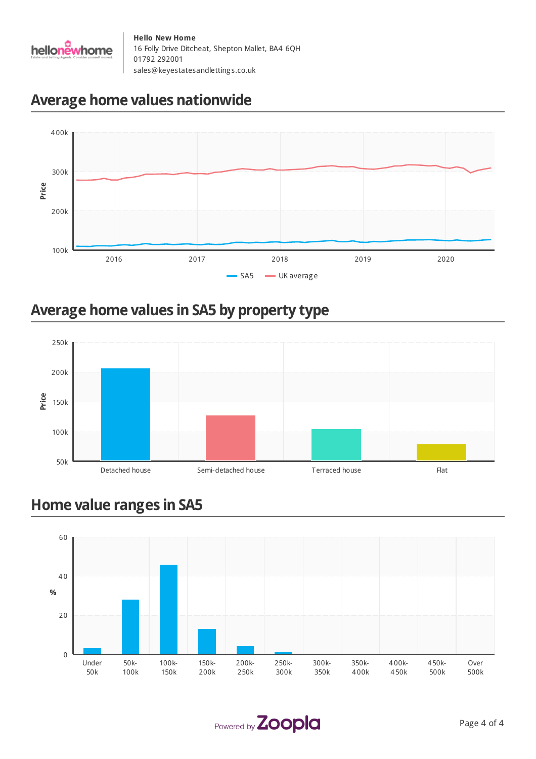**Hello New Home**
16 Folly Drive Ditcheat, Shepton Mallet, BA4 6QH
01792 292001
sales@keyestatesandlettings.co.uk

## Average home values nationwide

400k
300k
200k
100k
Price
2016
2017
2018
2019
2020
SA5
UK average

## Average home values in SA5 by property type

250k
200k
150k
100k
50k
Price
Detached house
Semi-detached house
Terraced house
Flat

## Home value ranges in SA5

60
40
20
0
%
Under 50k
50k-100k
100k-150k
150k-200k
200k-250k
250k-300k
300k-350k
350k-400k
400k-450k
450k-500k
Over 500k

Powered by Zoopla